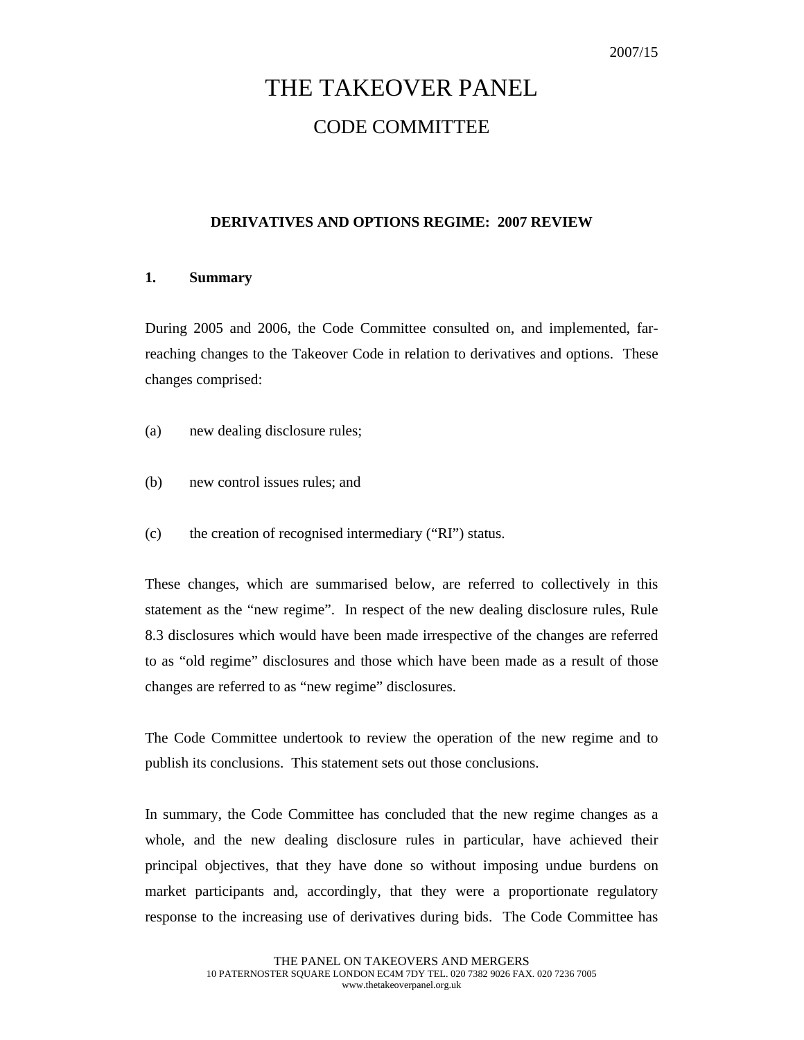2007/15

# THE TAKEOVER PANEL

## CODE COMMITTEE

### DERIVATIVES AND OPTIONS REGIME: 2007 REVIEW

**1. Summary**

During 2005 and 2006, the Code Committee consulted on, and implemented, far-reaching changes to the Takeover Code in relation to derivatives and options. These changes comprised:

(a) new dealing disclosure rules;

(b) new control issues rules; and

(c) the creation of recognised intermediary ("RI") status.

These changes, which are summarised below, are referred to collectively in this statement as the "new regime". In respect of the new dealing disclosure rules, Rule 8.3 disclosures which would have been made irrespective of the changes are referred to as "old regime" disclosures and those which have been made as a result of those changes are referred to as "new regime" disclosures.

The Code Committee undertook to review the operation of the new regime and to publish its conclusions. This statement sets out those conclusions.

In summary, the Code Committee has concluded that the new regime changes as a whole, and the new dealing disclosure rules in particular, have achieved their principal objectives, that they have done so without imposing undue burdens on market participants and, accordingly, that they were a proportionate regulatory response to the increasing use of derivatives during bids. The Code Committee has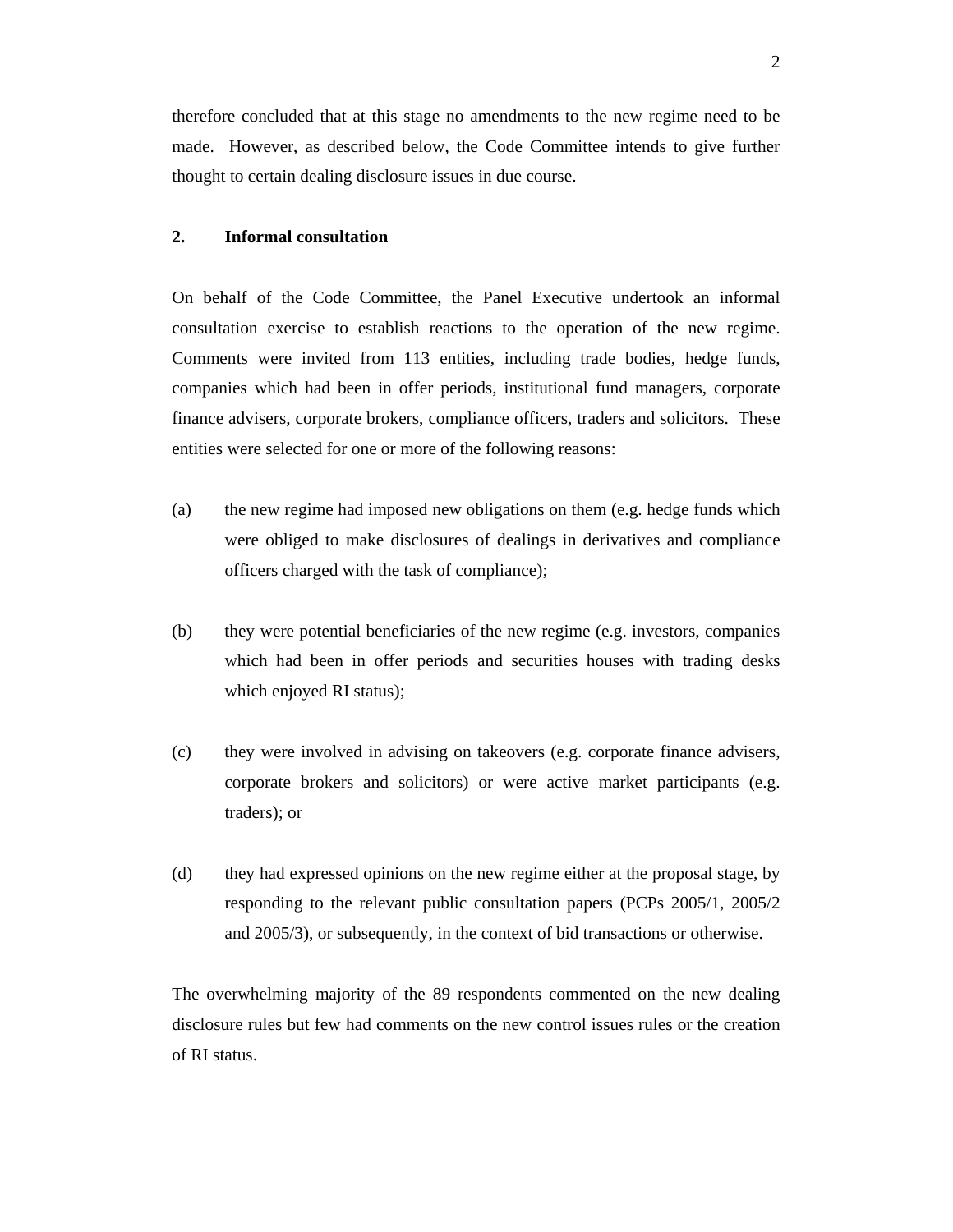therefore concluded that at this stage no amendments to the new regime need to be made. However, as described below, the Code Committee intends to give further thought to certain dealing disclosure issues in due course.

## 2. Informal consultation

On behalf of the Code Committee, the Panel Executive undertook an informal consultation exercise to establish reactions to the operation of the new regime. Comments were invited from 113 entities, including trade bodies, hedge funds, companies which had been in offer periods, institutional fund managers, corporate finance advisers, corporate brokers, compliance officers, traders and solicitors. These entities were selected for one or more of the following reasons:

(a) the new regime had imposed new obligations on them (e.g. hedge funds which were obliged to make disclosures of dealings in derivatives and compliance officers charged with the task of compliance);

(b) they were potential beneficiaries of the new regime (e.g. investors, companies which had been in offer periods and securities houses with trading desks which enjoyed RI status);

(c) they were involved in advising on takeovers (e.g. corporate finance advisers, corporate brokers and solicitors) or were active market participants (e.g. traders); or

(d) they had expressed opinions on the new regime either at the proposal stage, by responding to the relevant public consultation papers (PCPs 2005/1, 2005/2 and 2005/3), or subsequently, in the context of bid transactions or otherwise.

The overwhelming majority of the 89 respondents commented on the new dealing disclosure rules but few had comments on the new control issues rules or the creation of RI status.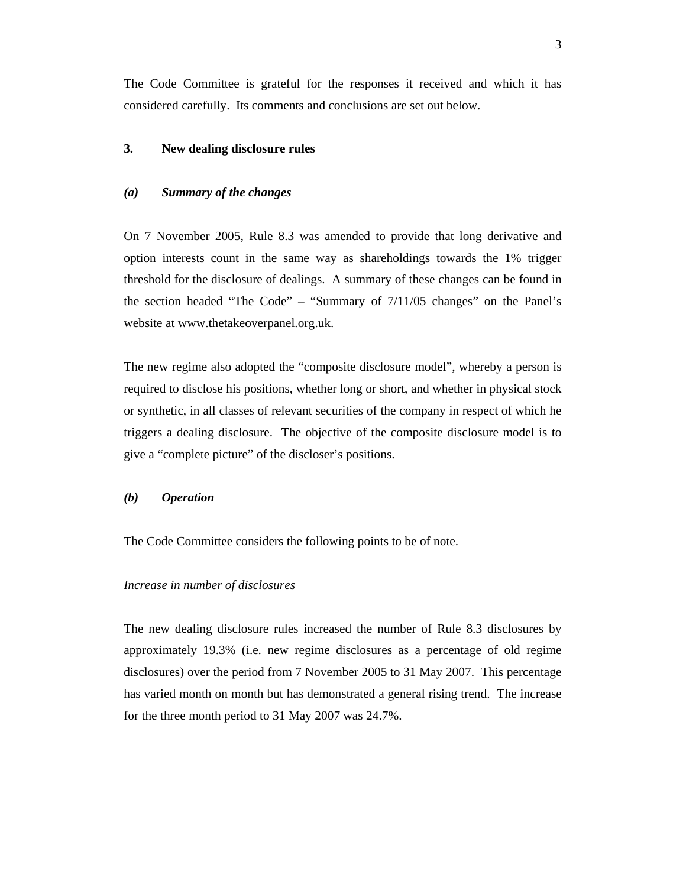The Code Committee is grateful for the responses it received and which it has considered carefully. Its comments and conclusions are set out below.

## 3. New dealing disclosure rules

### *(a) Summary of the changes*

On 7 November 2005, Rule 8.3 was amended to provide that long derivative and option interests count in the same way as shareholdings towards the 1% trigger threshold for the disclosure of dealings. A summary of these changes can be found in the section headed "The Code" – "Summary of 7/11/05 changes" on the Panel's website at www.thetakeoverpanel.org.uk.

The new regime also adopted the "composite disclosure model", whereby a person is required to disclose his positions, whether long or short, and whether in physical stock or synthetic, in all classes of relevant securities of the company in respect of which he triggers a dealing disclosure. The objective of the composite disclosure model is to give a "complete picture" of the discloser's positions.

### *(b) Operation*

The Code Committee considers the following points to be of note.

*Increase in number of disclosures*

The new dealing disclosure rules increased the number of Rule 8.3 disclosures by approximately 19.3% (i.e. new regime disclosures as a percentage of old regime disclosures) over the period from 7 November 2005 to 31 May 2007. This percentage has varied month on month but has demonstrated a general rising trend. The increase for the three month period to 31 May 2007 was 24.7%.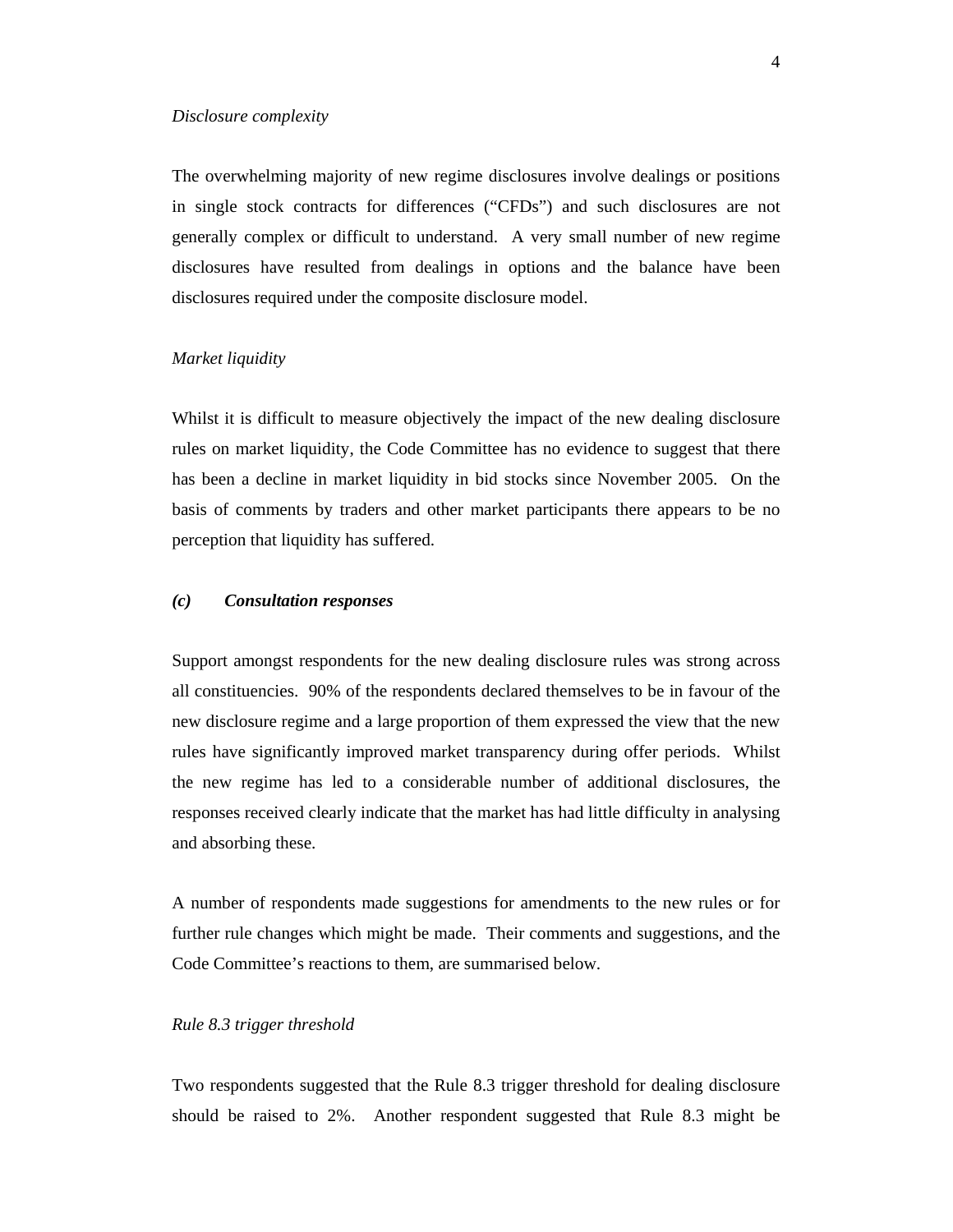*Disclosure complexity*

The overwhelming majority of new regime disclosures involve dealings or positions in single stock contracts for differences ("CFDs") and such disclosures are not generally complex or difficult to understand. A very small number of new regime disclosures have resulted from dealings in options and the balance have been disclosures required under the composite disclosure model.

*Market liquidity*

Whilst it is difficult to measure objectively the impact of the new dealing disclosure rules on market liquidity, the Code Committee has no evidence to suggest that there has been a decline in market liquidity in bid stocks since November 2005. On the basis of comments by traders and other market participants there appears to be no perception that liquidity has suffered.

***(c) Consultation responses***

Support amongst respondents for the new dealing disclosure rules was strong across all constituencies. 90% of the respondents declared themselves to be in favour of the new disclosure regime and a large proportion of them expressed the view that the new rules have significantly improved market transparency during offer periods. Whilst the new regime has led to a considerable number of additional disclosures, the responses received clearly indicate that the market has had little difficulty in analysing and absorbing these.

A number of respondents made suggestions for amendments to the new rules or for further rule changes which might be made. Their comments and suggestions, and the Code Committee's reactions to them, are summarised below.

*Rule 8.3 trigger threshold*

Two respondents suggested that the Rule 8.3 trigger threshold for dealing disclosure should be raised to 2%. Another respondent suggested that Rule 8.3 might be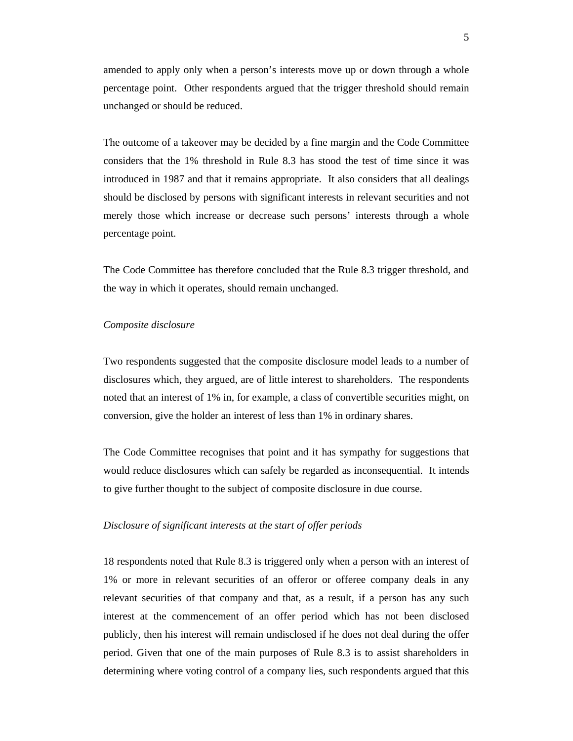amended to apply only when a person's interests move up or down through a whole percentage point. Other respondents argued that the trigger threshold should remain unchanged or should be reduced.

The outcome of a takeover may be decided by a fine margin and the Code Committee considers that the 1% threshold in Rule 8.3 has stood the test of time since it was introduced in 1987 and that it remains appropriate. It also considers that all dealings should be disclosed by persons with significant interests in relevant securities and not merely those which increase or decrease such persons' interests through a whole percentage point.

The Code Committee has therefore concluded that the Rule 8.3 trigger threshold, and the way in which it operates, should remain unchanged.

*Composite disclosure*

Two respondents suggested that the composite disclosure model leads to a number of disclosures which, they argued, are of little interest to shareholders. The respondents noted that an interest of 1% in, for example, a class of convertible securities might, on conversion, give the holder an interest of less than 1% in ordinary shares.

The Code Committee recognises that point and it has sympathy for suggestions that would reduce disclosures which can safely be regarded as inconsequential. It intends to give further thought to the subject of composite disclosure in due course.

*Disclosure of significant interests at the start of offer periods*

18 respondents noted that Rule 8.3 is triggered only when a person with an interest of 1% or more in relevant securities of an offeror or offeree company deals in any relevant securities of that company and that, as a result, if a person has any such interest at the commencement of an offer period which has not been disclosed publicly, then his interest will remain undisclosed if he does not deal during the offer period. Given that one of the main purposes of Rule 8.3 is to assist shareholders in determining where voting control of a company lies, such respondents argued that this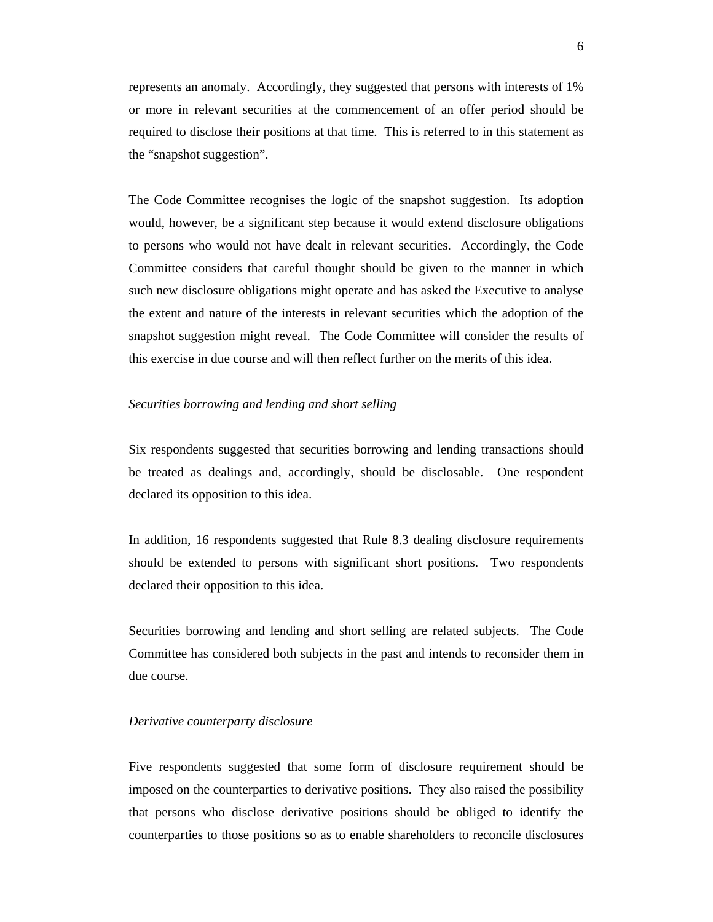represents an anomaly. Accordingly, they suggested that persons with interests of 1% or more in relevant securities at the commencement of an offer period should be required to disclose their positions at that time. This is referred to in this statement as the "snapshot suggestion".

The Code Committee recognises the logic of the snapshot suggestion. Its adoption would, however, be a significant step because it would extend disclosure obligations to persons who would not have dealt in relevant securities. Accordingly, the Code Committee considers that careful thought should be given to the manner in which such new disclosure obligations might operate and has asked the Executive to analyse the extent and nature of the interests in relevant securities which the adoption of the snapshot suggestion might reveal. The Code Committee will consider the results of this exercise in due course and will then reflect further on the merits of this idea.

*Securities borrowing and lending and short selling*

Six respondents suggested that securities borrowing and lending transactions should be treated as dealings and, accordingly, should be disclosable. One respondent declared its opposition to this idea.

In addition, 16 respondents suggested that Rule 8.3 dealing disclosure requirements should be extended to persons with significant short positions. Two respondents declared their opposition to this idea.

Securities borrowing and lending and short selling are related subjects. The Code Committee has considered both subjects in the past and intends to reconsider them in due course.

*Derivative counterparty disclosure*

Five respondents suggested that some form of disclosure requirement should be imposed on the counterparties to derivative positions. They also raised the possibility that persons who disclose derivative positions should be obliged to identify the counterparties to those positions so as to enable shareholders to reconcile disclosures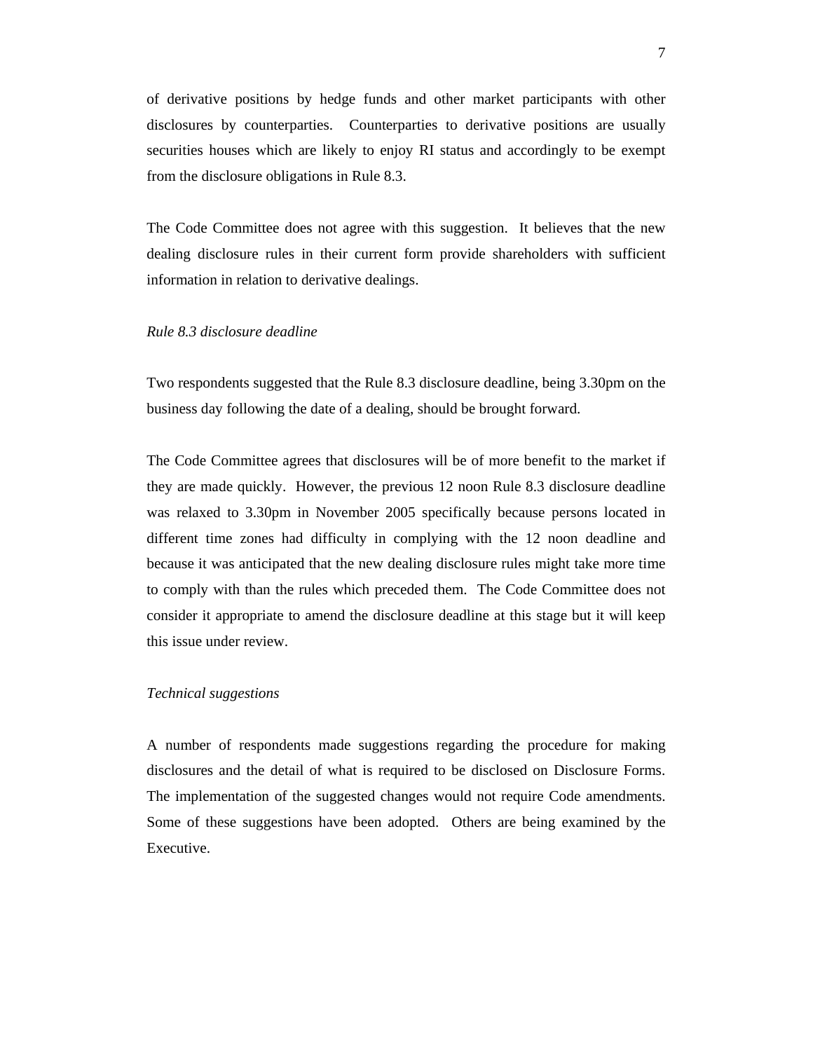of derivative positions by hedge funds and other market participants with other disclosures by counterparties. Counterparties to derivative positions are usually securities houses which are likely to enjoy RI status and accordingly to be exempt from the disclosure obligations in Rule 8.3.

The Code Committee does not agree with this suggestion. It believes that the new dealing disclosure rules in their current form provide shareholders with sufficient information in relation to derivative dealings.

*Rule 8.3 disclosure deadline*

Two respondents suggested that the Rule 8.3 disclosure deadline, being 3.30pm on the business day following the date of a dealing, should be brought forward.

The Code Committee agrees that disclosures will be of more benefit to the market if they are made quickly. However, the previous 12 noon Rule 8.3 disclosure deadline was relaxed to 3.30pm in November 2005 specifically because persons located in different time zones had difficulty in complying with the 12 noon deadline and because it was anticipated that the new dealing disclosure rules might take more time to comply with than the rules which preceded them. The Code Committee does not consider it appropriate to amend the disclosure deadline at this stage but it will keep this issue under review.

*Technical suggestions*

A number of respondents made suggestions regarding the procedure for making disclosures and the detail of what is required to be disclosed on Disclosure Forms. The implementation of the suggested changes would not require Code amendments. Some of these suggestions have been adopted. Others are being examined by the Executive.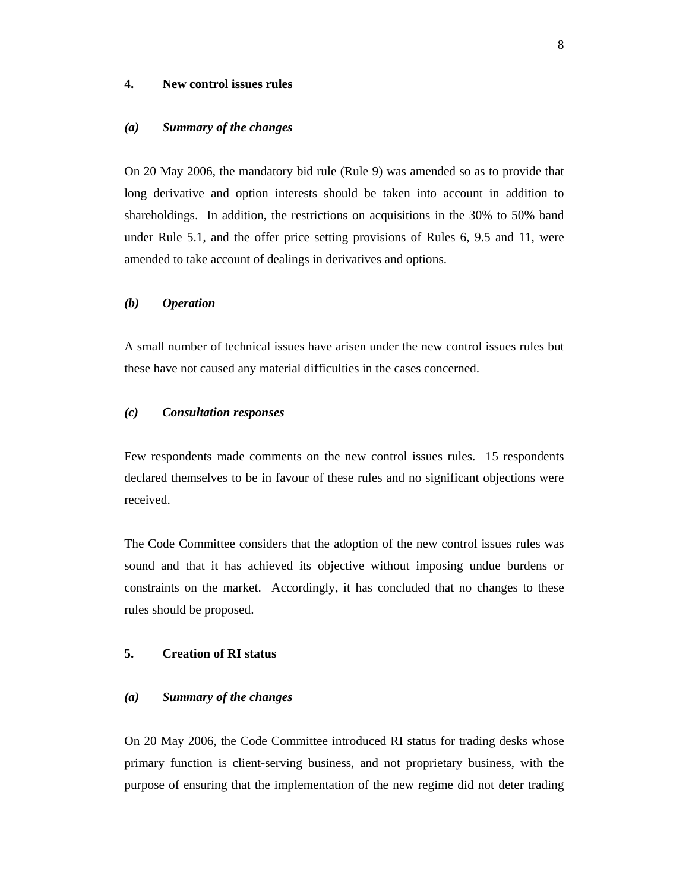## 4. New control issues rules

### *(a) Summary of the changes*

On 20 May 2006, the mandatory bid rule (Rule 9) was amended so as to provide that long derivative and option interests should be taken into account in addition to shareholdings. In addition, the restrictions on acquisitions in the 30% to 50% band under Rule 5.1, and the offer price setting provisions of Rules 6, 9.5 and 11, were amended to take account of dealings in derivatives and options.

### *(b) Operation*

A small number of technical issues have arisen under the new control issues rules but these have not caused any material difficulties in the cases concerned.

### *(c) Consultation responses*

Few respondents made comments on the new control issues rules. 15 respondents declared themselves to be in favour of these rules and no significant objections were received.

The Code Committee considers that the adoption of the new control issues rules was sound and that it has achieved its objective without imposing undue burdens or constraints on the market. Accordingly, it has concluded that no changes to these rules should be proposed.

## 5. Creation of RI status

### *(a) Summary of the changes*

On 20 May 2006, the Code Committee introduced RI status for trading desks whose primary function is client-serving business, and not proprietary business, with the purpose of ensuring that the implementation of the new regime did not deter trading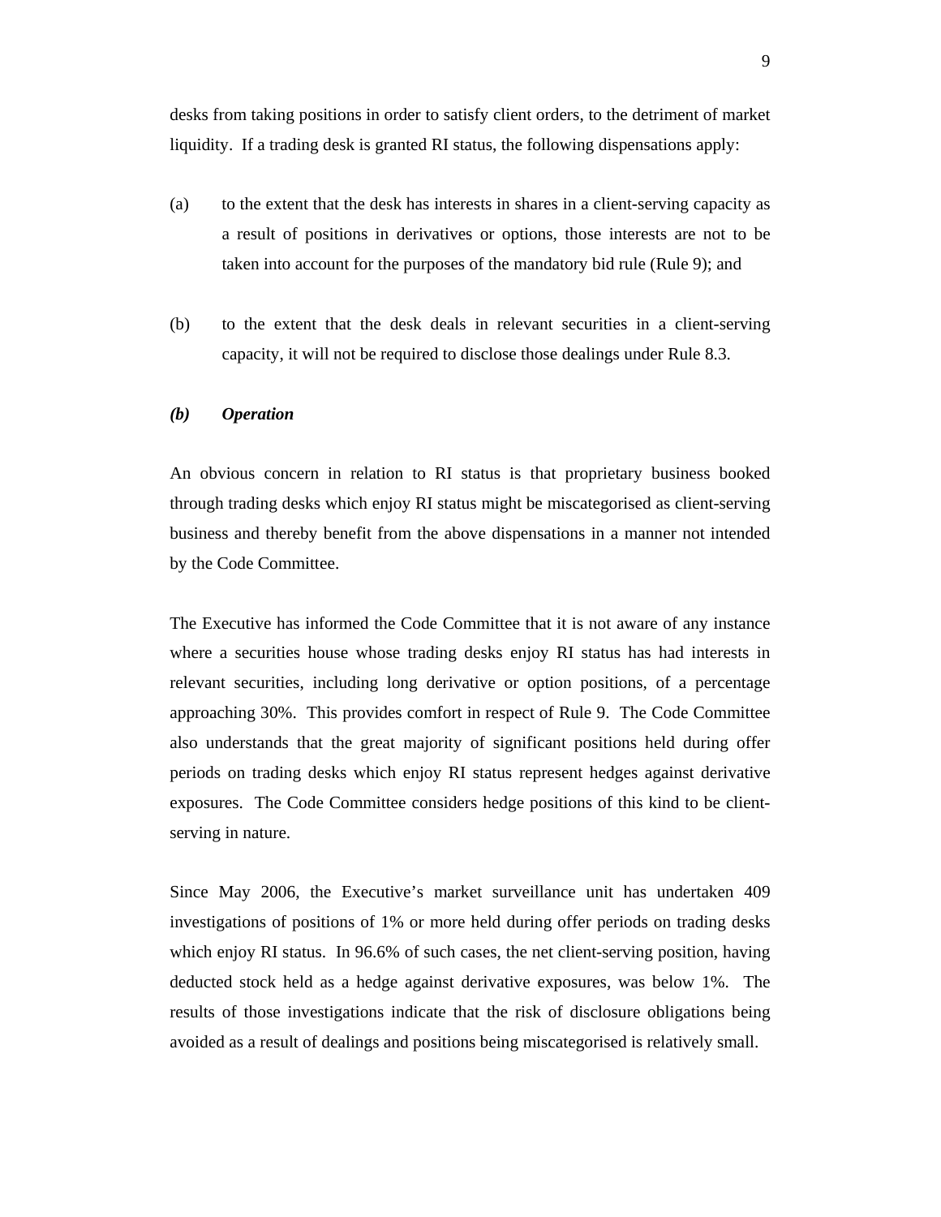desks from taking positions in order to satisfy client orders, to the detriment of market liquidity. If a trading desk is granted RI status, the following dispensations apply:

(a) to the extent that the desk has interests in shares in a client-serving capacity as a result of positions in derivatives or options, those interests are not to be taken into account for the purposes of the mandatory bid rule (Rule 9); and

(b) to the extent that the desk deals in relevant securities in a client-serving capacity, it will not be required to disclose those dealings under Rule 8.3.

***(b) Operation***

An obvious concern in relation to RI status is that proprietary business booked through trading desks which enjoy RI status might be miscategorised as client-serving business and thereby benefit from the above dispensations in a manner not intended by the Code Committee.

The Executive has informed the Code Committee that it is not aware of any instance where a securities house whose trading desks enjoy RI status has had interests in relevant securities, including long derivative or option positions, of a percentage approaching 30%. This provides comfort in respect of Rule 9. The Code Committee also understands that the great majority of significant positions held during offer periods on trading desks which enjoy RI status represent hedges against derivative exposures. The Code Committee considers hedge positions of this kind to be client-serving in nature.

Since May 2006, the Executive's market surveillance unit has undertaken 409 investigations of positions of 1% or more held during offer periods on trading desks which enjoy RI status. In 96.6% of such cases, the net client-serving position, having deducted stock held as a hedge against derivative exposures, was below 1%. The results of those investigations indicate that the risk of disclosure obligations being avoided as a result of dealings and positions being miscategorised is relatively small.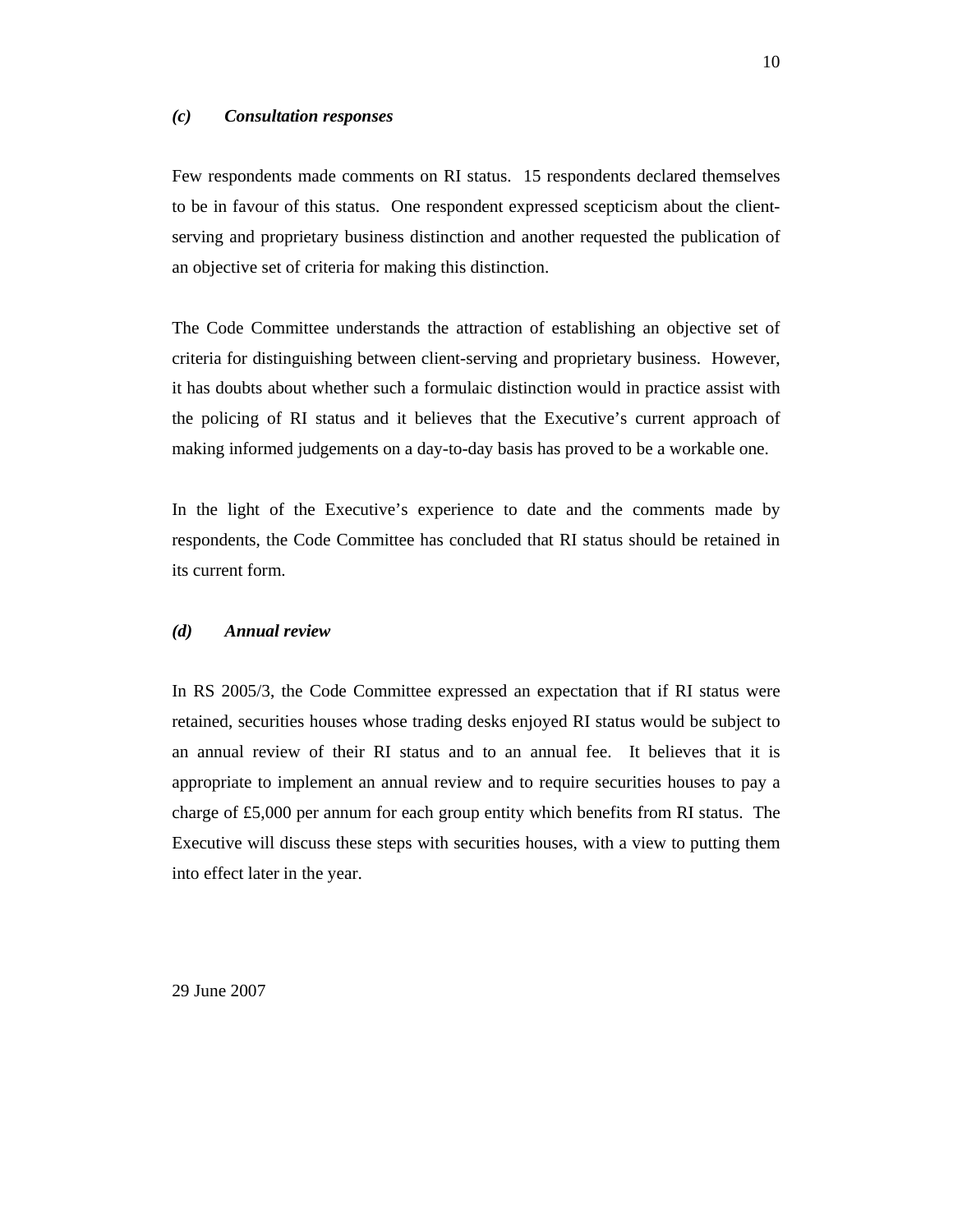### *(c) Consultation responses*

Few respondents made comments on RI status. 15 respondents declared themselves to be in favour of this status. One respondent expressed scepticism about the client-serving and proprietary business distinction and another requested the publication of an objective set of criteria for making this distinction.

The Code Committee understands the attraction of establishing an objective set of criteria for distinguishing between client-serving and proprietary business. However, it has doubts about whether such a formulaic distinction would in practice assist with the policing of RI status and it believes that the Executive's current approach of making informed judgements on a day-to-day basis has proved to be a workable one.

In the light of the Executive's experience to date and the comments made by respondents, the Code Committee has concluded that RI status should be retained in its current form.

### *(d) Annual review*

In RS 2005/3, the Code Committee expressed an expectation that if RI status were retained, securities houses whose trading desks enjoyed RI status would be subject to an annual review of their RI status and to an annual fee. It believes that it is appropriate to implement an annual review and to require securities houses to pay a charge of £5,000 per annum for each group entity which benefits from RI status. The Executive will discuss these steps with securities houses, with a view to putting them into effect later in the year.

29 June 2007